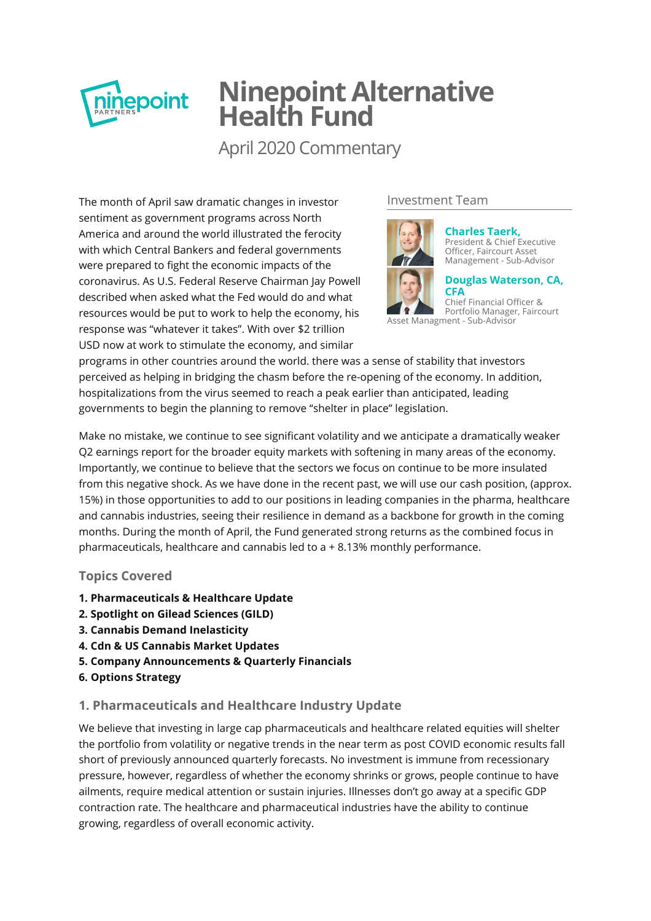# Ninepoint Alternative Health Fund

## April 2020 Commentary

### Investment Team

**Charles Taerk,**
President & Chief Executive Officer, Faircourt Asset Management - Sub-Advisor

**Douglas Waterson, CA, CFA**
Chief Financial Officer & Portfolio Manager, Faircourt Asset Managment - Sub-Advisor

The month of April saw dramatic changes in investor sentiment as government programs across North America and around the world illustrated the ferocity with which Central Bankers and federal governments were prepared to fight the economic impacts of the coronavirus. As U.S. Federal Reserve Chairman Jay Powell described when asked what the Fed would do and what resources would be put to work to help the economy, his response was "whatever it takes". With over $2 trillion USD now at work to stimulate the economy, and similar programs in other countries around the world. there was a sense of stability that investors perceived as helping in bridging the chasm before the re-opening of the economy. In addition, hospitalizations from the virus seemed to reach a peak earlier than anticipated, leading governments to begin the planning to remove "shelter in place" legislation.

Make no mistake, we continue to see significant volatility and we anticipate a dramatically weaker Q2 earnings report for the broader equity markets with softening in many areas of the economy. Importantly, we continue to believe that the sectors we focus on continue to be more insulated from this negative shock. As we have done in the recent past, we will use our cash position, (approx. 15%) in those opportunities to add to our positions in leading companies in the pharma, healthcare and cannabis industries, seeing their resilience in demand as a backbone for growth in the coming months. During the month of April, the Fund generated strong returns as the combined focus in pharmaceuticals, healthcare and cannabis led to a + 8.13% monthly performance.

### Topics Covered

**1. Pharmaceuticals & Healthcare Update**
**2. Spotlight on Gilead Sciences (GILD)**
**3. Cannabis Demand Inelasticity**
**4. Cdn & US Cannabis Market Updates**
**5. Company Announcements & Quarterly Financials**
**6. Options Strategy**

### 1. Pharmaceuticals and Healthcare Industry Update

We believe that investing in large cap pharmaceuticals and healthcare related equities will shelter the portfolio from volatility or negative trends in the near term as post COVID economic results fall short of previously announced quarterly forecasts. No investment is immune from recessionary pressure, however, regardless of whether the economy shrinks or grows, people continue to have ailments, require medical attention or sustain injuries. Illnesses don't go away at a specific GDP contraction rate. The healthcare and pharmaceutical industries have the ability to continue growing, regardless of overall economic activity.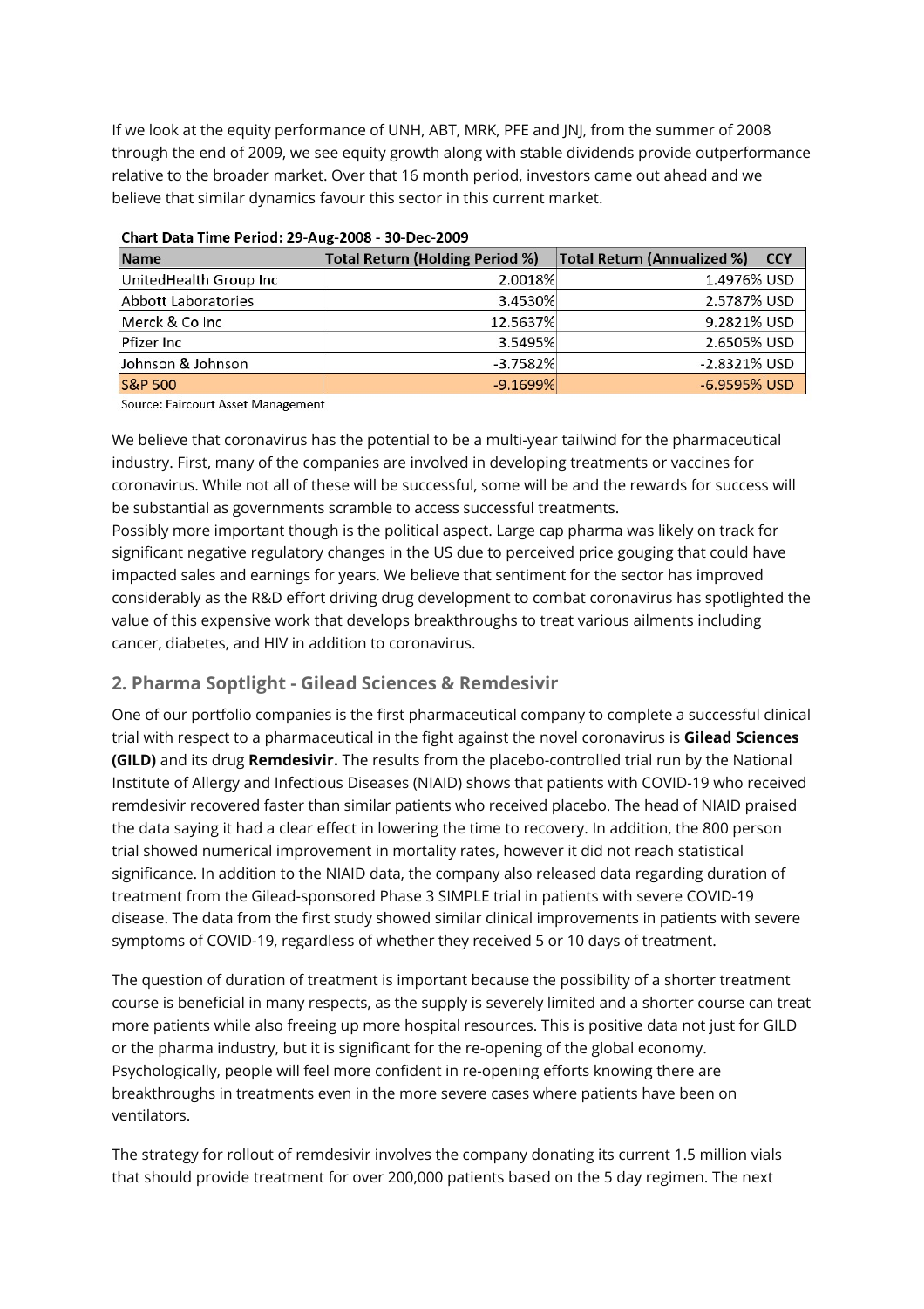If we look at the equity performance of UNH, ABT, MRK, PFE and JNJ, from the summer of 2008 through the end of 2009, we see equity growth along with stable dividends provide outperformance relative to the broader market. Over that 16 month period, investors came out ahead and we believe that similar dynamics favour this sector in this current market.

**Chart Data Time Period: 29-Aug-2008 - 30-Dec-2009**

| Name | Total Return (Holding Period %) | Total Return (Annualized %) | CCY |
|---|---|---|---|
| UnitedHealth Group Inc | 2.0018% | 1.4976% | USD |
| Abbott Laboratories | 3.4530% | 2.5787% | USD |
| Merck & Co Inc | 12.5637% | 9.2821% | USD |
| Pfizer Inc | 3.5495% | 2.6505% | USD |
| Johnson & Johnson | -3.7582% | -2.8321% | USD |
| S&P 500 | -9.1699% | -6.9595% | USD |

Source: Faircourt Asset Management

We believe that coronavirus has the potential to be a multi-year tailwind for the pharmaceutical industry. First, many of the companies are involved in developing treatments or vaccines for coronavirus. While not all of these will be successful, some will be and the rewards for success will be substantial as governments scramble to access successful treatments.
Possibly more important though is the political aspect. Large cap pharma was likely on track for significant negative regulatory changes in the US due to perceived price gouging that could have impacted sales and earnings for years. We believe that sentiment for the sector has improved considerably as the R&D effort driving drug development to combat coronavirus has spotlighted the value of this expensive work that develops breakthroughs to treat various ailments including cancer, diabetes, and HIV in addition to coronavirus.

## 2. Pharma Soptlight - Gilead Sciences & Remdesivir

One of our portfolio companies is the first pharmaceutical company to complete a successful clinical trial with respect to a pharmaceutical in the fight against the novel coronavirus is **Gilead Sciences (GILD)** and its drug **Remdesivir.** The results from the placebo-controlled trial run by the National Institute of Allergy and Infectious Diseases (NIAID) shows that patients with COVID-19 who received remdesivir recovered faster than similar patients who received placebo. The head of NIAID praised the data saying it had a clear effect in lowering the time to recovery. In addition, the 800 person trial showed numerical improvement in mortality rates, however it did not reach statistical significance. In addition to the NIAID data, the company also released data regarding duration of treatment from the Gilead-sponsored Phase 3 SIMPLE trial in patients with severe COVID-19 disease. The data from the first study showed similar clinical improvements in patients with severe symptoms of COVID-19, regardless of whether they received 5 or 10 days of treatment.

The question of duration of treatment is important because the possibility of a shorter treatment course is beneficial in many respects, as the supply is severely limited and a shorter course can treat more patients while also freeing up more hospital resources. This is positive data not just for GILD or the pharma industry, but it is significant for the re-opening of the global economy. Psychologically, people will feel more confident in re-opening efforts knowing there are breakthroughs in treatments even in the more severe cases where patients have been on ventilators.

The strategy for rollout of remdesivir involves the company donating its current 1.5 million vials that should provide treatment for over 200,000 patients based on the 5 day regimen. The next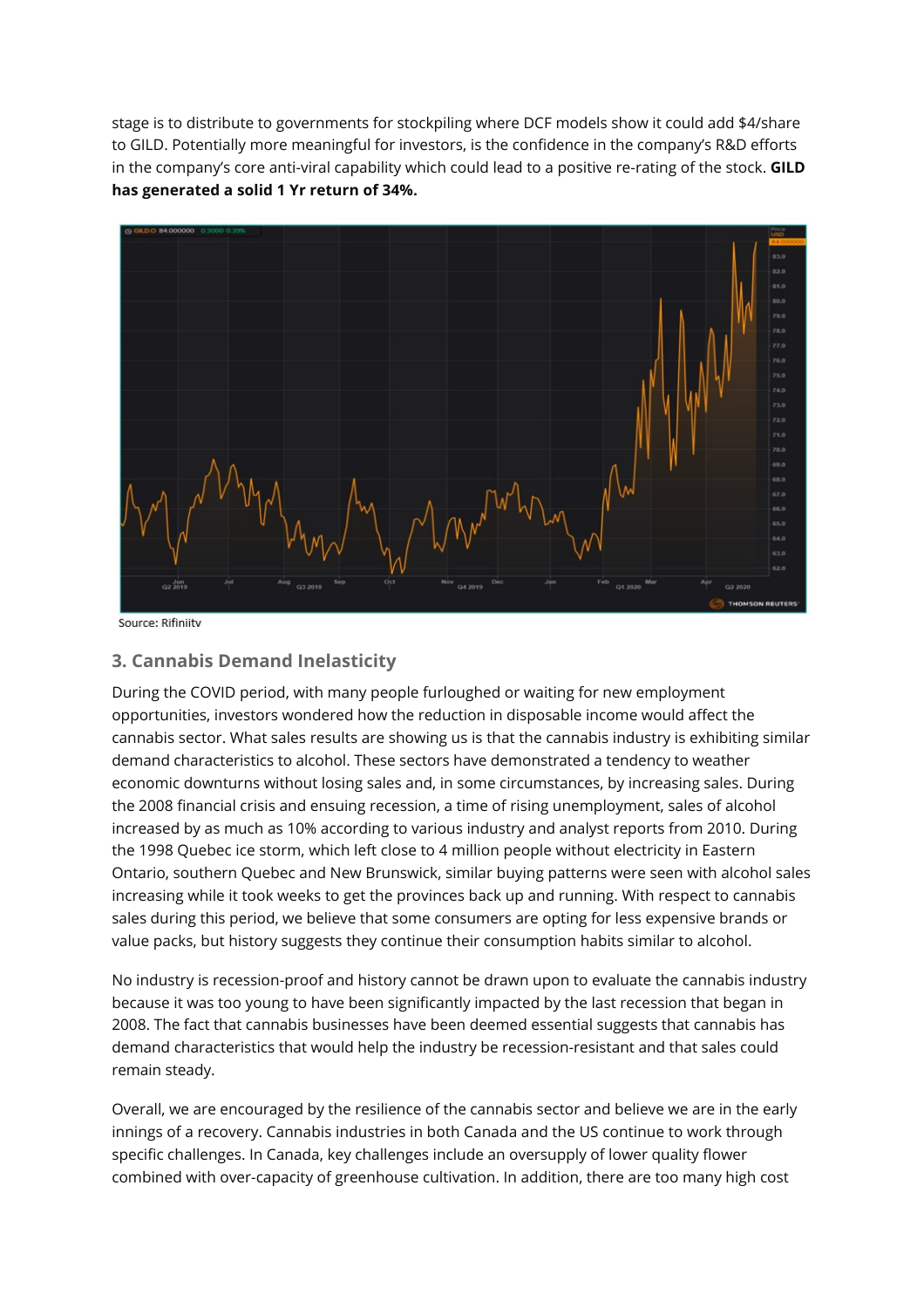stage is to distribute to governments for stockpiling where DCF models show it could add $4/share to GILD. Potentially more meaningful for investors, is the confidence in the company's R&D efforts in the company's core anti-viral capability which could lead to a positive re-rating of the stock. **GILD has generated a solid 1 Yr return of 34%.**

Source: Rifiniitv

### 3. Cannabis Demand Inelasticity

During the COVID period, with many people furloughed or waiting for new employment opportunities, investors wondered how the reduction in disposable income would affect the cannabis sector. What sales results are showing us is that the cannabis industry is exhibiting similar demand characteristics to alcohol. These sectors have demonstrated a tendency to weather economic downturns without losing sales and, in some circumstances, by increasing sales. During the 2008 financial crisis and ensuing recession, a time of rising unemployment, sales of alcohol increased by as much as 10% according to various industry and analyst reports from 2010. During the 1998 Quebec ice storm, which left close to 4 million people without electricity in Eastern Ontario, southern Quebec and New Brunswick, similar buying patterns were seen with alcohol sales increasing while it took weeks to get the provinces back up and running. With respect to cannabis sales during this period, we believe that some consumers are opting for less expensive brands or value packs, but history suggests they continue their consumption habits similar to alcohol.

No industry is recession-proof and history cannot be drawn upon to evaluate the cannabis industry because it was too young to have been significantly impacted by the last recession that began in 2008. The fact that cannabis businesses have been deemed essential suggests that cannabis has demand characteristics that would help the industry be recession-resistant and that sales could remain steady.

Overall, we are encouraged by the resilience of the cannabis sector and believe we are in the early innings of a recovery. Cannabis industries in both Canada and the US continue to work through specific challenges. In Canada, key challenges include an oversupply of lower quality flower combined with over-capacity of greenhouse cultivation. In addition, there are too many high cost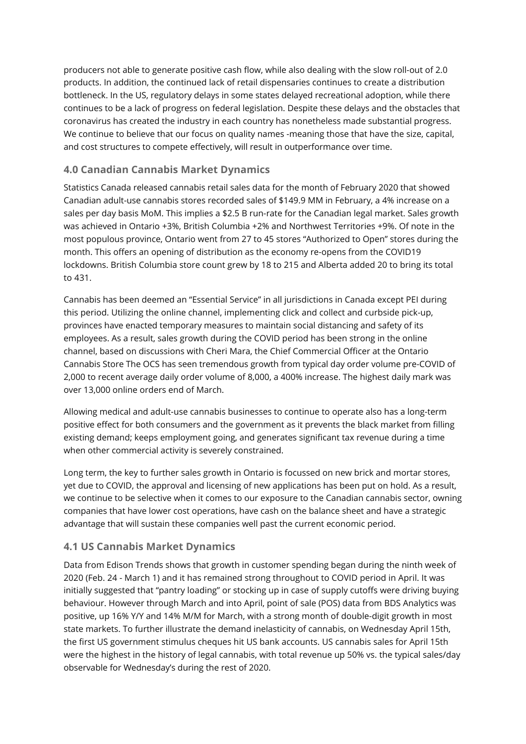producers not able to generate positive cash flow, while also dealing with the slow roll-out of 2.0 products. In addition, the continued lack of retail dispensaries continues to create a distribution bottleneck. In the US, regulatory delays in some states delayed recreational adoption, while there continues to be a lack of progress on federal legislation. Despite these delays and the obstacles that coronavirus has created the industry in each country has nonetheless made substantial progress. We continue to believe that our focus on quality names -meaning those that have the size, capital, and cost structures to compete effectively, will result in outperformance over time.

### 4.0 Canadian Cannabis Market Dynamics

Statistics Canada released cannabis retail sales data for the month of February 2020 that showed Canadian adult-use cannabis stores recorded sales of $149.9 MM in February, a 4% increase on a sales per day basis MoM. This implies a $2.5 B run-rate for the Canadian legal market. Sales growth was achieved in Ontario +3%, British Columbia +2% and Northwest Territories +9%. Of note in the most populous province, Ontario went from 27 to 45 stores "Authorized to Open" stores during the month. This offers an opening of distribution as the economy re-opens from the COVID19 lockdowns. British Columbia store count grew by 18 to 215 and Alberta added 20 to bring its total to 431.

Cannabis has been deemed an "Essential Service" in all jurisdictions in Canada except PEI during this period. Utilizing the online channel, implementing click and collect and curbside pick-up, provinces have enacted temporary measures to maintain social distancing and safety of its employees. As a result, sales growth during the COVID period has been strong in the online channel, based on discussions with Cheri Mara, the Chief Commercial Officer at the Ontario Cannabis Store The OCS has seen tremendous growth from typical day order volume pre-COVID of 2,000 to recent average daily order volume of 8,000, a 400% increase. The highest daily mark was over 13,000 online orders end of March.

Allowing medical and adult-use cannabis businesses to continue to operate also has a long-term positive effect for both consumers and the government as it prevents the black market from filling existing demand; keeps employment going, and generates significant tax revenue during a time when other commercial activity is severely constrained.

Long term, the key to further sales growth in Ontario is focussed on new brick and mortar stores, yet due to COVID, the approval and licensing of new applications has been put on hold. As a result, we continue to be selective when it comes to our exposure to the Canadian cannabis sector, owning companies that have lower cost operations, have cash on the balance sheet and have a strategic advantage that will sustain these companies well past the current economic period.

### 4.1 US Cannabis Market Dynamics

Data from Edison Trends shows that growth in customer spending began during the ninth week of 2020 (Feb. 24 - March 1) and it has remained strong throughout to COVID period in April. It was initially suggested that "pantry loading" or stocking up in case of supply cutoffs were driving buying behaviour. However through March and into April, point of sale (POS) data from BDS Analytics was positive, up 16% Y/Y and 14% M/M for March, with a strong month of double-digit growth in most state markets. To further illustrate the demand inelasticity of cannabis, on Wednesday April 15th, the first US government stimulus cheques hit US bank accounts. US cannabis sales for April 15th were the highest in the history of legal cannabis, with total revenue up 50% vs. the typical sales/day observable for Wednesday's during the rest of 2020.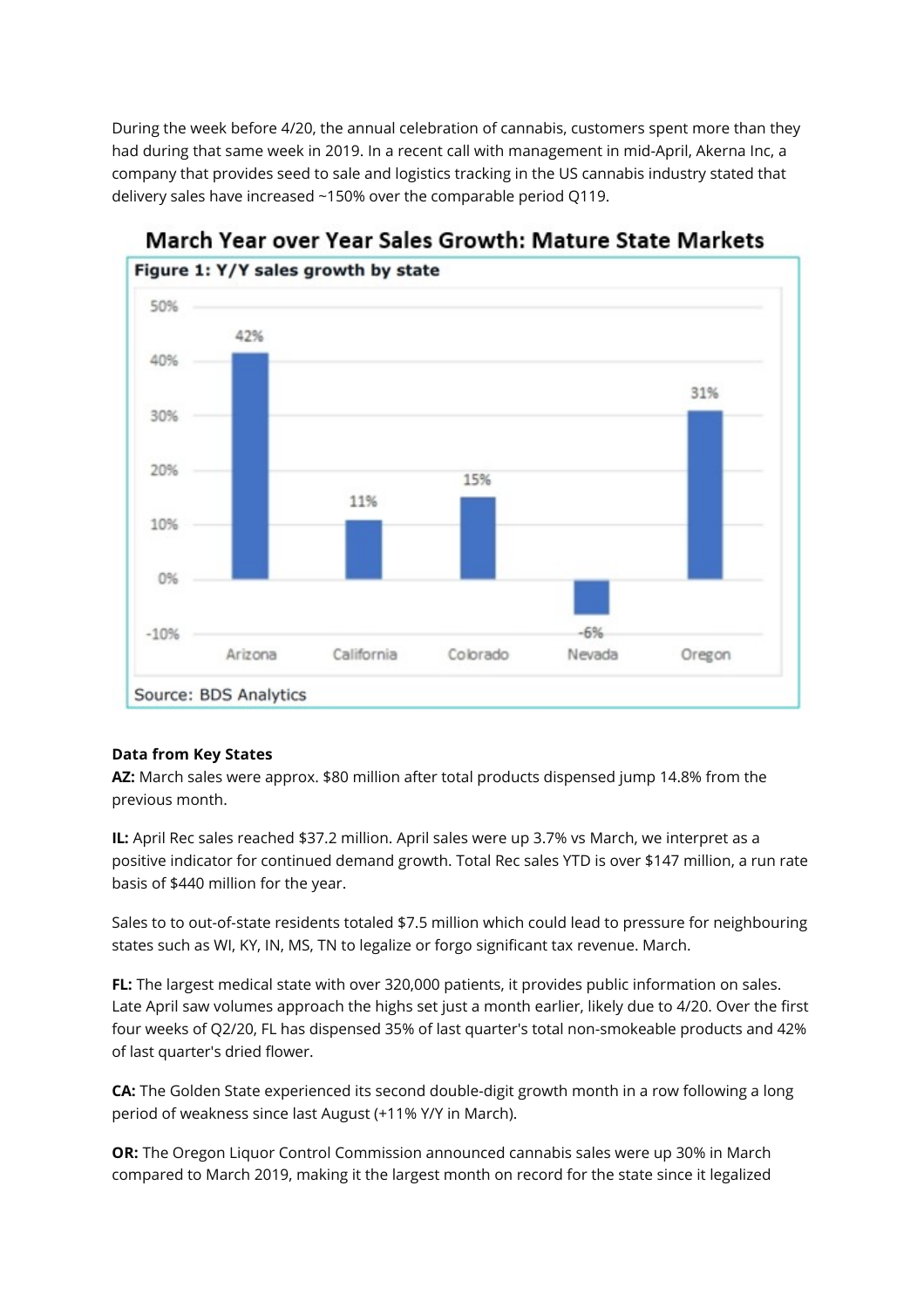During the week before 4/20, the annual celebration of cannabis, customers spent more than they had during that same week in 2019. In a recent call with management in mid-April, Akerna Inc, a company that provides seed to sale and logistics tracking in the US cannabis industry stated that delivery sales have increased ~150% over the comparable period Q119.

**March Year over Year Sales Growth: Mature State Markets**

**Figure 1: Y/Y sales growth by state**

| State | Y/Y sales growth |
|---|---|
| Arizona | 42% |
| California | 11% |
| Colorado | 15% |
| Nevada | -6% |
| Oregon | 31% |

Source: BDS Analytics

**Data from Key States**

**AZ:** March sales were approx. $80 million after total products dispensed jump 14.8% from the previous month.

**IL:** April Rec sales reached $37.2 million. April sales were up 3.7% vs March, we interpret as a positive indicator for continued demand growth. Total Rec sales YTD is over $147 million, a run rate basis of $440 million for the year.

Sales to to out-of-state residents totaled $7.5 million which could lead to pressure for neighbouring states such as WI, KY, IN, MS, TN to legalize or forgo significant tax revenue. March.

**FL:** The largest medical state with over 320,000 patients, it provides public information on sales. Late April saw volumes approach the highs set just a month earlier, likely due to 4/20. Over the first four weeks of Q2/20, FL has dispensed 35% of last quarter's total non-smokeable products and 42% of last quarter's dried flower.

**CA:** The Golden State experienced its second double-digit growth month in a row following a long period of weakness since last August (+11% Y/Y in March).

**OR:** The Oregon Liquor Control Commission announced cannabis sales were up 30% in March compared to March 2019, making it the largest month on record for the state since it legalized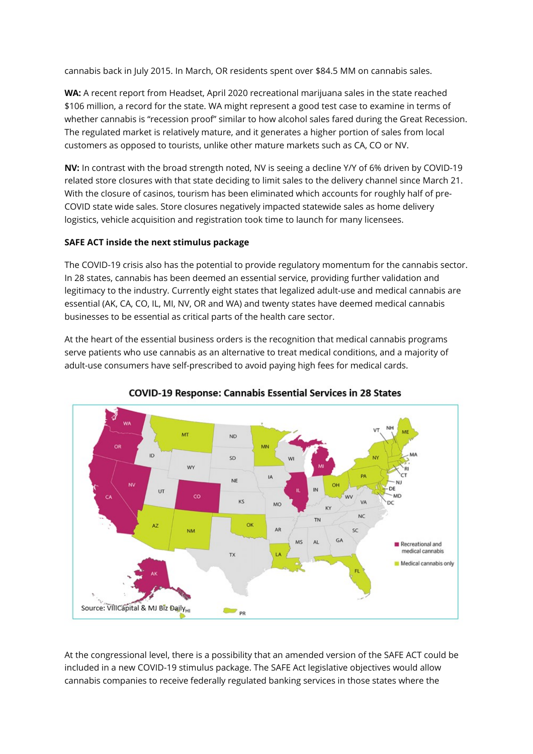cannabis back in July 2015. In March, OR residents spent over $84.5 MM on cannabis sales.

**WA:** A recent report from Headset, April 2020 recreational marijuana sales in the state reached $106 million, a record for the state. WA might represent a good test case to examine in terms of whether cannabis is "recession proof" similar to how alcohol sales fared during the Great Recession. The regulated market is relatively mature, and it generates a higher portion of sales from local customers as opposed to tourists, unlike other mature markets such as CA, CO or NV.

**NV:** In contrast with the broad strength noted, NV is seeing a decline Y/Y of 6% driven by COVID-19 related store closures with that state deciding to limit sales to the delivery channel since March 21. With the closure of casinos, tourism has been eliminated which accounts for roughly half of pre-COVID state wide sales. Store closures negatively impacted statewide sales as home delivery logistics, vehicle acquisition and registration took time to launch for many licensees.

**SAFE ACT inside the next stimulus package**

The COVID-19 crisis also has the potential to provide regulatory momentum for the cannabis sector. In 28 states, cannabis has been deemed an essential service, providing further validation and legitimacy to the industry. Currently eight states that legalized adult-use and medical cannabis are essential (AK, CA, CO, IL, MI, NV, OR and WA) and twenty states have deemed medical cannabis businesses to be essential as critical parts of the health care sector.

At the heart of the essential business orders is the recognition that medical cannabis programs serve patients who use cannabis as an alternative to treat medical conditions, and a majority of adult-use consumers have self-prescribed to avoid paying high fees for medical cards.

**COVID-19 Response: Cannabis Essential Services in 28 States**

Source: VIICapital & MJ Biz Daily

At the congressional level, there is a possibility that an amended version of the SAFE ACT could be included in a new COVID-19 stimulus package. The SAFE Act legislative objectives would allow cannabis companies to receive federally regulated banking services in those states where the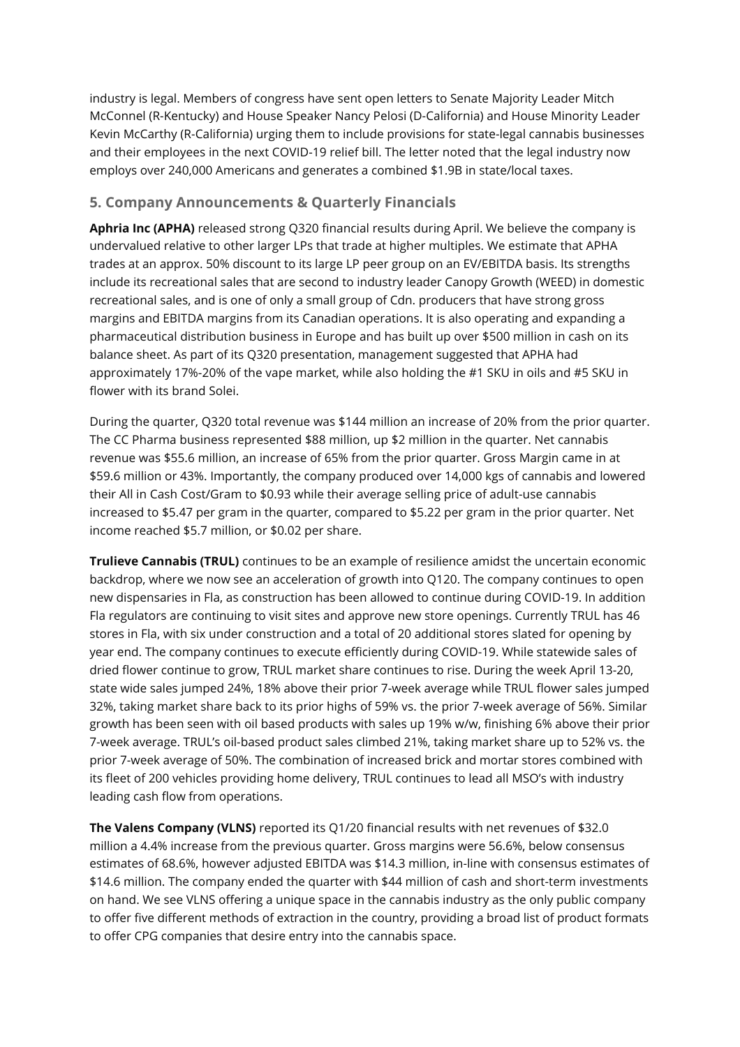industry is legal. Members of congress have sent open letters to Senate Majority Leader Mitch McConnel (R-Kentucky) and House Speaker Nancy Pelosi (D-California) and House Minority Leader Kevin McCarthy (R-California) urging them to include provisions for state-legal cannabis businesses and their employees in the next COVID-19 relief bill. The letter noted that the legal industry now employs over 240,000 Americans and generates a combined $1.9B in state/local taxes.

## 5. Company Announcements & Quarterly Financials

**Aphria Inc (APHA)** released strong Q320 financial results during April. We believe the company is undervalued relative to other larger LPs that trade at higher multiples. We estimate that APHA trades at an approx. 50% discount to its large LP peer group on an EV/EBITDA basis. Its strengths include its recreational sales that are second to industry leader Canopy Growth (WEED) in domestic recreational sales, and is one of only a small group of Cdn. producers that have strong gross margins and EBITDA margins from its Canadian operations. It is also operating and expanding a pharmaceutical distribution business in Europe and has built up over $500 million in cash on its balance sheet. As part of its Q320 presentation, management suggested that APHA had approximately 17%-20% of the vape market, while also holding the #1 SKU in oils and #5 SKU in flower with its brand Solei.

During the quarter, Q320 total revenue was $144 million an increase of 20% from the prior quarter. The CC Pharma business represented $88 million, up $2 million in the quarter. Net cannabis revenue was $55.6 million, an increase of 65% from the prior quarter. Gross Margin came in at $59.6 million or 43%. Importantly, the company produced over 14,000 kgs of cannabis and lowered their All in Cash Cost/Gram to $0.93 while their average selling price of adult-use cannabis increased to $5.47 per gram in the quarter, compared to $5.22 per gram in the prior quarter. Net income reached $5.7 million, or $0.02 per share.

**Trulieve Cannabis (TRUL)** continues to be an example of resilience amidst the uncertain economic backdrop, where we now see an acceleration of growth into Q120. The company continues to open new dispensaries in Fla, as construction has been allowed to continue during COVID-19. In addition Fla regulators are continuing to visit sites and approve new store openings. Currently TRUL has 46 stores in Fla, with six under construction and a total of 20 additional stores slated for opening by year end. The company continues to execute efficiently during COVID-19. While statewide sales of dried flower continue to grow, TRUL market share continues to rise. During the week April 13-20, state wide sales jumped 24%, 18% above their prior 7-week average while TRUL flower sales jumped 32%, taking market share back to its prior highs of 59% vs. the prior 7-week average of 56%. Similar growth has been seen with oil based products with sales up 19% w/w, finishing 6% above their prior 7-week average. TRUL's oil-based product sales climbed 21%, taking market share up to 52% vs. the prior 7-week average of 50%. The combination of increased brick and mortar stores combined with its fleet of 200 vehicles providing home delivery, TRUL continues to lead all MSO's with industry leading cash flow from operations.

**The Valens Company (VLNS)** reported its Q1/20 financial results with net revenues of $32.0 million a 4.4% increase from the previous quarter. Gross margins were 56.6%, below consensus estimates of 68.6%, however adjusted EBITDA was $14.3 million, in-line with consensus estimates of $14.6 million. The company ended the quarter with $44 million of cash and short-term investments on hand. We see VLNS offering a unique space in the cannabis industry as the only public company to offer five different methods of extraction in the country, providing a broad list of product formats to offer CPG companies that desire entry into the cannabis space.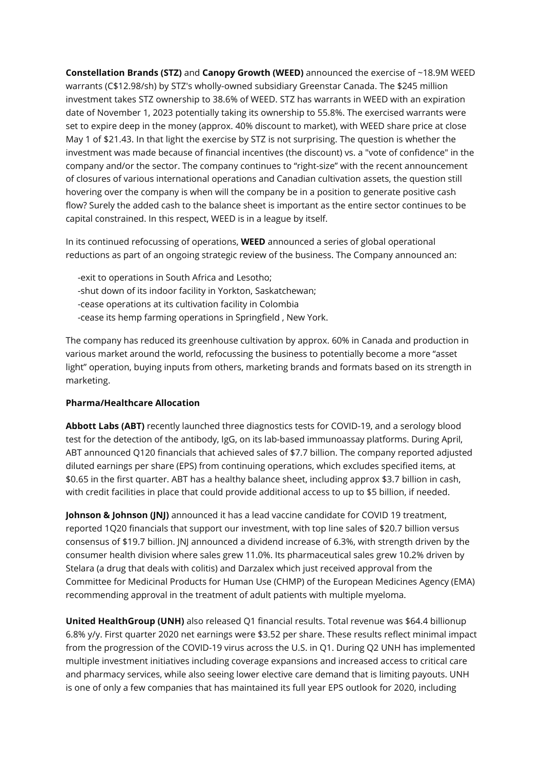**Constellation Brands (STZ)** and **Canopy Growth (WEED)** announced the exercise of ~18.9M WEED warrants (C$12.98/sh) by STZ's wholly-owned subsidiary Greenstar Canada. The $245 million investment takes STZ ownership to 38.6% of WEED. STZ has warrants in WEED with an expiration date of November 1, 2023 potentially taking its ownership to 55.8%. The exercised warrants were set to expire deep in the money (approx. 40% discount to market), with WEED share price at close May 1 of $21.43. In that light the exercise by STZ is not surprising. The question is whether the investment was made because of financial incentives (the discount) vs. a "vote of confidence" in the company and/or the sector. The company continues to "right-size" with the recent announcement of closures of various international operations and Canadian cultivation assets, the question still hovering over the company is when will the company be in a position to generate positive cash flow? Surely the added cash to the balance sheet is important as the entire sector continues to be capital constrained. In this respect, WEED is in a league by itself.

In its continued refocussing of operations, **WEED** announced a series of global operational reductions as part of an ongoing strategic review of the business. The Company announced an:

-exit to operations in South Africa and Lesotho;
-shut down of its indoor facility in Yorkton, Saskatchewan;
-cease operations at its cultivation facility in Colombia
-cease its hemp farming operations in Springfield , New York.

The company has reduced its greenhouse cultivation by approx. 60% in Canada and production in various market around the world, refocussing the business to potentially become a more "asset light" operation, buying inputs from others, marketing brands and formats based on its strength in marketing.

**Pharma/Healthcare Allocation**

**Abbott Labs (ABT)** recently launched three diagnostics tests for COVID-19, and a serology blood test for the detection of the antibody, IgG, on its lab-based immunoassay platforms. During April, ABT announced Q120 financials that achieved sales of $7.7 billion. The company reported adjusted diluted earnings per share (EPS) from continuing operations, which excludes specified items, at $0.65 in the first quarter. ABT has a healthy balance sheet, including approx $3.7 billion in cash, with credit facilities in place that could provide additional access to up to $5 billion, if needed.

**Johnson & Johnson (JNJ)** announced it has a lead vaccine candidate for COVID 19 treatment, reported 1Q20 financials that support our investment, with top line sales of $20.7 billion versus consensus of $19.7 billion. JNJ announced a dividend increase of 6.3%, with strength driven by the consumer health division where sales grew 11.0%. Its pharmaceutical sales grew 10.2% driven by Stelara (a drug that deals with colitis) and Darzalex which just received approval from the Committee for Medicinal Products for Human Use (CHMP) of the European Medicines Agency (EMA) recommending approval in the treatment of adult patients with multiple myeloma.

**United HealthGroup (UNH)** also released Q1 financial results. Total revenue was $64.4 billionup 6.8% y/y. First quarter 2020 net earnings were $3.52 per share. These results reflect minimal impact from the progression of the COVID-19 virus across the U.S. in Q1. During Q2 UNH has implemented multiple investment initiatives including coverage expansions and increased access to critical care and pharmacy services, while also seeing lower elective care demand that is limiting payouts. UNH is one of only a few companies that has maintained its full year EPS outlook for 2020, including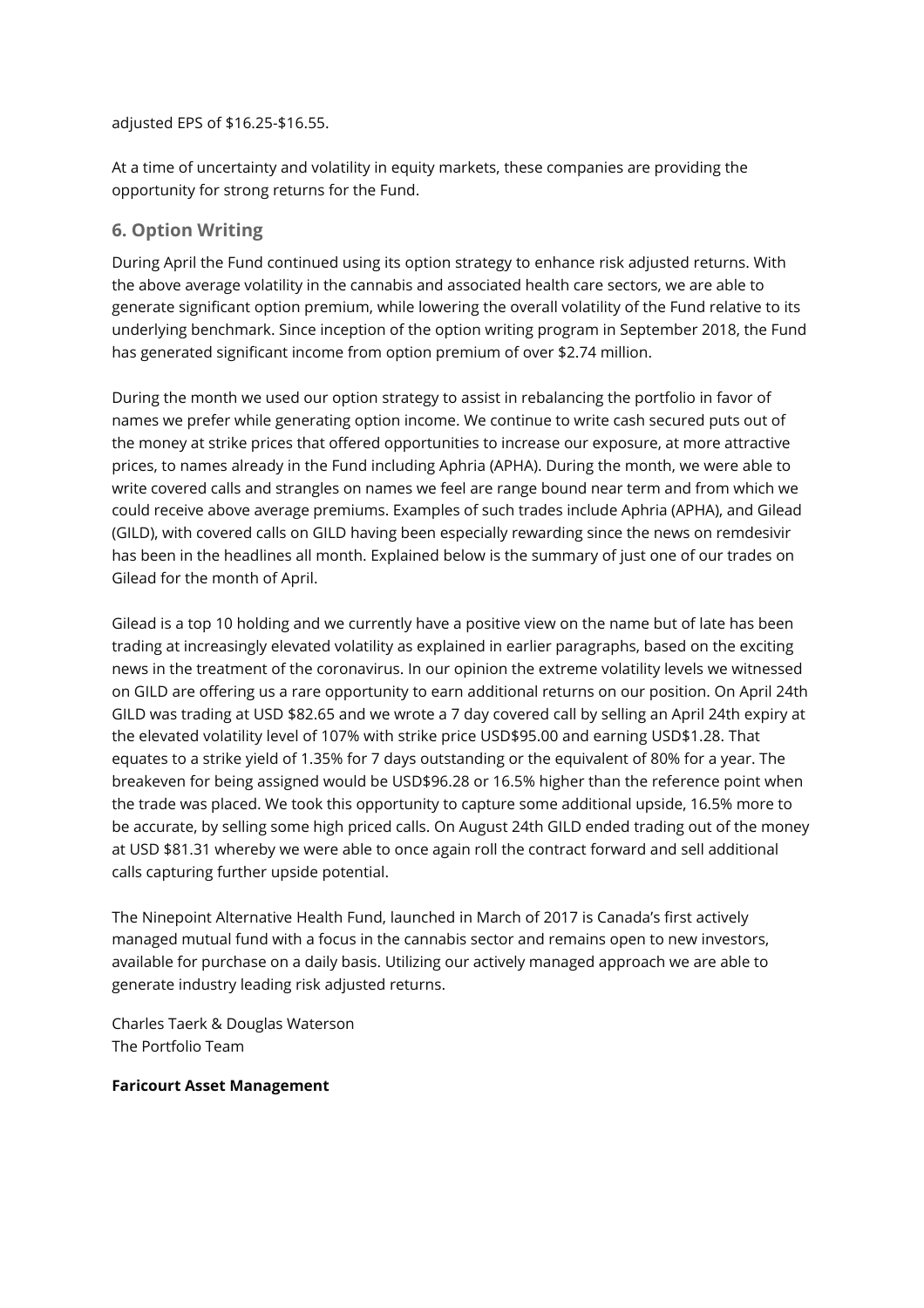adjusted EPS of $16.25-$16.55.

At a time of uncertainty and volatility in equity markets, these companies are providing the opportunity for strong returns for the Fund.

## 6. Option Writing

During April the Fund continued using its option strategy to enhance risk adjusted returns. With the above average volatility in the cannabis and associated health care sectors, we are able to generate significant option premium, while lowering the overall volatility of the Fund relative to its underlying benchmark. Since inception of the option writing program in September 2018, the Fund has generated significant income from option premium of over $2.74 million.

During the month we used our option strategy to assist in rebalancing the portfolio in favor of names we prefer while generating option income. We continue to write cash secured puts out of the money at strike prices that offered opportunities to increase our exposure, at more attractive prices, to names already in the Fund including Aphria (APHA). During the month, we were able to write covered calls and strangles on names we feel are range bound near term and from which we could receive above average premiums. Examples of such trades include Aphria (APHA), and Gilead (GILD), with covered calls on GILD having been especially rewarding since the news on remdesivir has been in the headlines all month. Explained below is the summary of just one of our trades on Gilead for the month of April.

Gilead is a top 10 holding and we currently have a positive view on the name but of late has been trading at increasingly elevated volatility as explained in earlier paragraphs, based on the exciting news in the treatment of the coronavirus. In our opinion the extreme volatility levels we witnessed on GILD are offering us a rare opportunity to earn additional returns on our position. On April 24th GILD was trading at USD $82.65 and we wrote a 7 day covered call by selling an April 24th expiry at the elevated volatility level of 107% with strike price USD$95.00 and earning USD$1.28. That equates to a strike yield of 1.35% for 7 days outstanding or the equivalent of 80% for a year. The breakeven for being assigned would be USD$96.28 or 16.5% higher than the reference point when the trade was placed. We took this opportunity to capture some additional upside, 16.5% more to be accurate, by selling some high priced calls. On August 24th GILD ended trading out of the money at USD $81.31 whereby we were able to once again roll the contract forward and sell additional calls capturing further upside potential.

The Ninepoint Alternative Health Fund, launched in March of 2017 is Canada's first actively managed mutual fund with a focus in the cannabis sector and remains open to new investors, available for purchase on a daily basis. Utilizing our actively managed approach we are able to generate industry leading risk adjusted returns.

Charles Taerk & Douglas Waterson  
The Portfolio Team

**Faricourt Asset Management**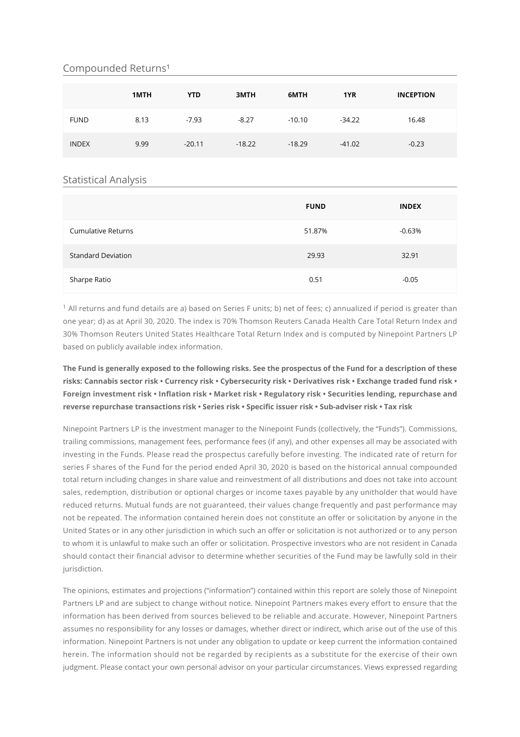## Compounded Returns[1]

| | 1MTH | YTD | 3MTH | 6MTH | 1YR | INCEPTION |
|---|---|---|---|---|---|---|
| FUND | 8.13 | -7.93 | -8.27 | -10.10 | -34.22 | 16.48 |
| INDEX | 9.99 | -20.11 | -18.22 | -18.29 | -41.02 | -0.23 |

## Statistical Analysis

| | FUND | INDEX |
|---|---|---|
| Cumulative Returns | 51.87% | -0.63% |
| Standard Deviation | 29.93 | 32.91 |
| Sharpe Ratio | 0.51 | -0.05 |

[1] All returns and fund details are a) based on Series F units; b) net of fees; c) annualized if period is greater than one year; d) as at April 30, 2020. The index is 70% Thomson Reuters Canada Health Care Total Return Index and 30% Thomson Reuters United States Healthcare Total Return Index and is computed by Ninepoint Partners LP based on publicly available index information.

**The Fund is generally exposed to the following risks. See the prospectus of the Fund for a description of these risks: Cannabis sector risk • Currency risk • Cybersecurity risk • Derivatives risk • Exchange traded fund risk • Foreign investment risk • Inflation risk • Market risk • Regulatory risk • Securities lending, repurchase and reverse repurchase transactions risk • Series risk • Specific issuer risk • Sub-adviser risk • Tax risk**

Ninepoint Partners LP is the investment manager to the Ninepoint Funds (collectively, the "Funds"). Commissions, trailing commissions, management fees, performance fees (if any), and other expenses all may be associated with investing in the Funds. Please read the prospectus carefully before investing. The indicated rate of return for series F shares of the Fund for the period ended April 30, 2020 is based on the historical annual compounded total return including changes in share value and reinvestment of all distributions and does not take into account sales, redemption, distribution or optional charges or income taxes payable by any unitholder that would have reduced returns. Mutual funds are not guaranteed, their values change frequently and past performance may not be repeated. The information contained herein does not constitute an offer or solicitation by anyone in the United States or in any other jurisdiction in which such an offer or solicitation is not authorized or to any person to whom it is unlawful to make such an offer or solicitation. Prospective investors who are not resident in Canada should contact their financial advisor to determine whether securities of the Fund may be lawfully sold in their jurisdiction.

The opinions, estimates and projections ("information") contained within this report are solely those of Ninepoint Partners LP and are subject to change without notice. Ninepoint Partners makes every effort to ensure that the information has been derived from sources believed to be reliable and accurate. However, Ninepoint Partners assumes no responsibility for any losses or damages, whether direct or indirect, which arise out of the use of this information. Ninepoint Partners is not under any obligation to update or keep current the information contained herein. The information should not be regarded by recipients as a substitute for the exercise of their own judgment. Please contact your own personal advisor on your particular circumstances. Views expressed regarding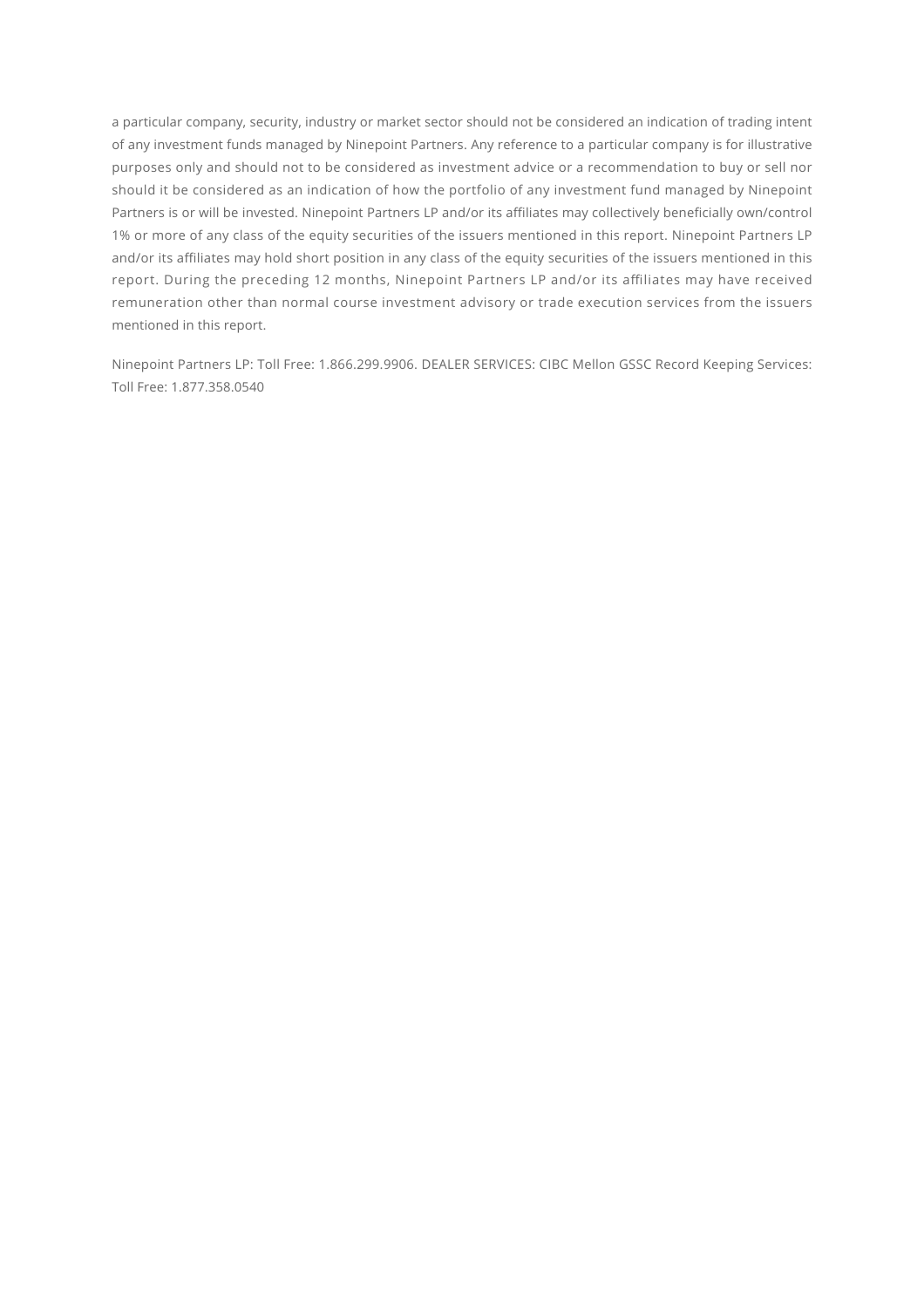a particular company, security, industry or market sector should not be considered an indication of trading intent of any investment funds managed by Ninepoint Partners. Any reference to a particular company is for illustrative purposes only and should not to be considered as investment advice or a recommendation to buy or sell nor should it be considered as an indication of how the portfolio of any investment fund managed by Ninepoint Partners is or will be invested. Ninepoint Partners LP and/or its affiliates may collectively beneficially own/control 1% or more of any class of the equity securities of the issuers mentioned in this report. Ninepoint Partners LP and/or its affiliates may hold short position in any class of the equity securities of the issuers mentioned in this report. During the preceding 12 months, Ninepoint Partners LP and/or its affiliates may have received remuneration other than normal course investment advisory or trade execution services from the issuers mentioned in this report.

Ninepoint Partners LP: Toll Free: 1.866.299.9906. DEALER SERVICES: CIBC Mellon GSSC Record Keeping Services: Toll Free: 1.877.358.0540